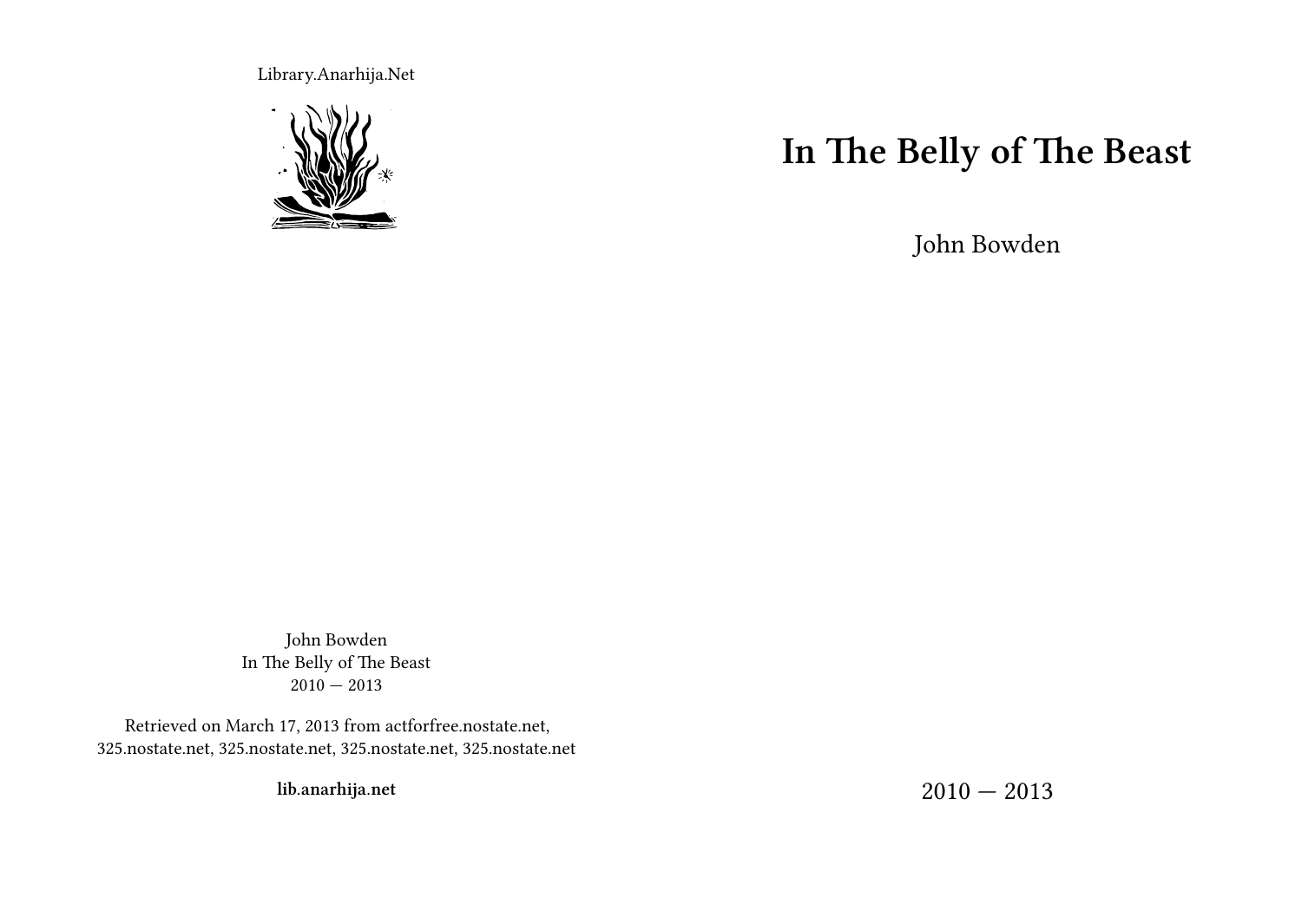Library.Anarhija.Net

# In The Belly of The Beast

John Bowden

2010 — 2013

John Bowden
In The Belly of The Beast
2010 — 2013

Retrieved on March 17, 2013 from actforfree.nostate.net, 325.nostate.net, 325.nostate.net, 325.nostate.net, 325.nostate.net

**lib.anarhija.net**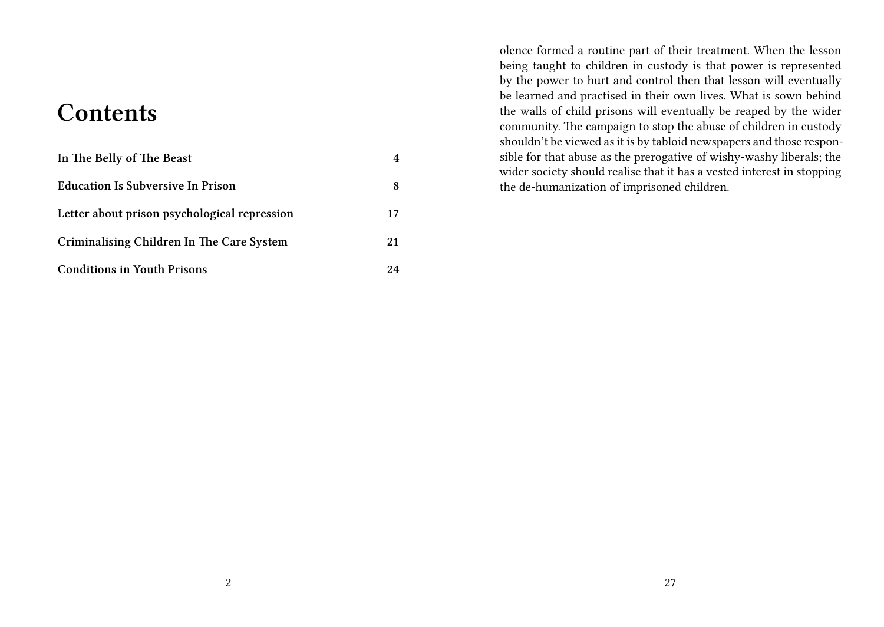# Contents

| | |
|---|---|
| **In The Belly of The Beast** | **4** |
| **Education Is Subversive In Prison** | **8** |
| **Letter about prison psychological repression** | **17** |
| **Criminalising Children In The Care System** | **21** |
| **Conditions in Youth Prisons** | **24** |

olence formed a routine part of their treatment. When the lesson being taught to children in custody is that power is represented by the power to hurt and control then that lesson will eventually be learned and practised in their own lives. What is sown behind the walls of child prisons will eventually be reaped by the wider community. The campaign to stop the abuse of children in custody shouldn't be viewed as it is by tabloid newspapers and those responsible for that abuse as the prerogative of wishy-washy liberals; the wider society should realise that it has a vested interest in stopping the de-humanization of imprisoned children.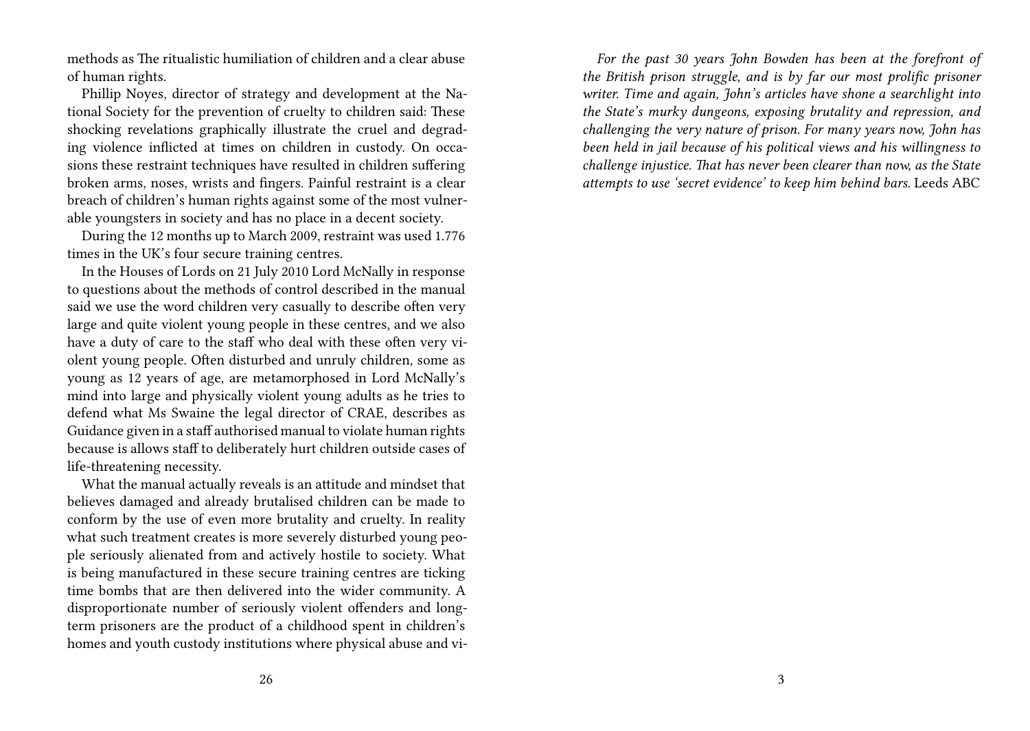methods as The ritualistic humiliation of children and a clear abuse of human rights.

Phillip Noyes, director of strategy and development at the National Society for the prevention of cruelty to children said: These shocking revelations graphically illustrate the cruel and degrading violence inflicted at times on children in custody. On occasions these restraint techniques have resulted in children suffering broken arms, noses, wrists and fingers. Painful restraint is a clear breach of children's human rights against some of the most vulnerable youngsters in society and has no place in a decent society.

During the 12 months up to March 2009, restraint was used 1.776 times in the UK's four secure training centres.

In the Houses of Lords on 21 July 2010 Lord McNally in response to questions about the methods of control described in the manual said we use the word children very casually to describe often very large and quite violent young people in these centres, and we also have a duty of care to the staff who deal with these often very violent young people. Often disturbed and unruly children, some as young as 12 years of age, are metamorphosed in Lord McNally's mind into large and physically violent young adults as he tries to defend what Ms Swaine the legal director of CRAE, describes as Guidance given in a staff authorised manual to violate human rights because is allows staff to deliberately hurt children outside cases of life-threatening necessity.

What the manual actually reveals is an attitude and mindset that believes damaged and already brutalised children can be made to conform by the use of even more brutality and cruelty. In reality what such treatment creates is more severely disturbed young people seriously alienated from and actively hostile to society. What is being manufactured in these secure training centres are ticking time bombs that are then delivered into the wider community. A disproportionate number of seriously violent offenders and long-term prisoners are the product of a childhood spent in children's homes and youth custody institutions where physical abuse and vi-

*For the past 30 years John Bowden has been at the forefront of the British prison struggle, and is by far our most prolific prisoner writer. Time and again, John's articles have shone a searchlight into the State's murky dungeons, exposing brutality and repression, and challenging the very nature of prison. For many years now, John has been held in jail because of his political views and his willingness to challenge injustice. That has never been clearer than now, as the State attempts to use 'secret evidence' to keep him behind bars.* Leeds ABC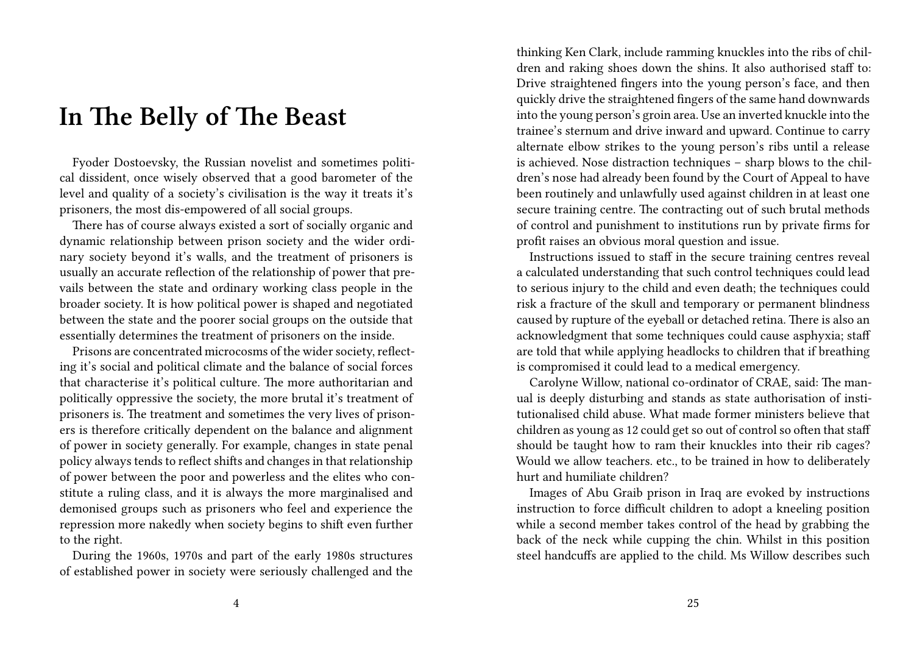# In The Belly of The Beast

Fyoder Dostoevsky, the Russian novelist and sometimes political dissident, once wisely observed that a good barometer of the level and quality of a society's civilisation is the way it treats it's prisoners, the most dis-empowered of all social groups.

There has of course always existed a sort of socially organic and dynamic relationship between prison society and the wider ordinary society beyond it's walls, and the treatment of prisoners is usually an accurate reflection of the relationship of power that prevails between the state and ordinary working class people in the broader society. It is how political power is shaped and negotiated between the state and the poorer social groups on the outside that essentially determines the treatment of prisoners on the inside.

Prisons are concentrated microcosms of the wider society, reflecting it's social and political climate and the balance of social forces that characterise it's political culture. The more authoritarian and politically oppressive the society, the more brutal it's treatment of prisoners is. The treatment and sometimes the very lives of prisoners is therefore critically dependent on the balance and alignment of power in society generally. For example, changes in state penal policy always tends to reflect shifts and changes in that relationship of power between the poor and powerless and the elites who constitute a ruling class, and it is always the more marginalised and demonised groups such as prisoners who feel and experience the repression more nakedly when society begins to shift even further to the right.

During the 1960s, 1970s and part of the early 1980s structures of established power in society were seriously challenged and the

thinking Ken Clark, include ramming knuckles into the ribs of children and raking shoes down the shins. It also authorised staff to: Drive straightened fingers into the young person's face, and then quickly drive the straightened fingers of the same hand downwards into the young person's groin area. Use an inverted knuckle into the trainee's sternum and drive inward and upward. Continue to carry alternate elbow strikes to the young person's ribs until a release is achieved. Nose distraction techniques – sharp blows to the children's nose had already been found by the Court of Appeal to have been routinely and unlawfully used against children in at least one secure training centre. The contracting out of such brutal methods of control and punishment to institutions run by private firms for profit raises an obvious moral question and issue.

Instructions issued to staff in the secure training centres reveal a calculated understanding that such control techniques could lead to serious injury to the child and even death; the techniques could risk a fracture of the skull and temporary or permanent blindness caused by rupture of the eyeball or detached retina. There is also an acknowledgment that some techniques could cause asphyxia; staff are told that while applying headlocks to children that if breathing is compromised it could lead to a medical emergency.

Carolyne Willow, national co-ordinator of CRAE, said: The manual is deeply disturbing and stands as state authorisation of institutionalised child abuse. What made former ministers believe that children as young as 12 could get so out of control so often that staff should be taught how to ram their knuckles into their rib cages? Would we allow teachers. etc., to be trained in how to deliberately hurt and humiliate children?

Images of Abu Graib prison in Iraq are evoked by instructions instruction to force difficult children to adopt a kneeling position while a second member takes control of the head by grabbing the back of the neck while cupping the chin. Whilst in this position steel handcuffs are applied to the child. Ms Willow describes such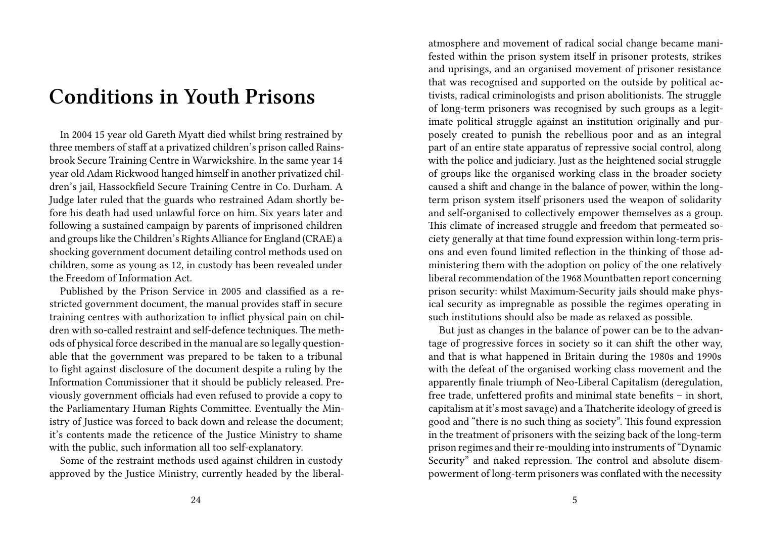# Conditions in Youth Prisons

In 2004 15 year old Gareth Myatt died whilst bring restrained by three members of staff at a privatized children's prison called Rainsbrook Secure Training Centre in Warwickshire. In the same year 14 year old Adam Rickwood hanged himself in another privatized children's jail, Hassockfield Secure Training Centre in Co. Durham. A Judge later ruled that the guards who restrained Adam shortly before his death had used unlawful force on him. Six years later and following a sustained campaign by parents of imprisoned children and groups like the Children's Rights Alliance for England (CRAE) a shocking government document detailing control methods used on children, some as young as 12, in custody has been revealed under the Freedom of Information Act.

Published by the Prison Service in 2005 and classified as a restricted government document, the manual provides staff in secure training centres with authorization to inflict physical pain on children with so-called restraint and self-defence techniques. The methods of physical force described in the manual are so legally questionable that the government was prepared to be taken to a tribunal to fight against disclosure of the document despite a ruling by the Information Commissioner that it should be publicly released. Previously government officials had even refused to provide a copy to the Parliamentary Human Rights Committee. Eventually the Ministry of Justice was forced to back down and release the document; it's contents made the reticence of the Justice Ministry to shame with the public, such information all too self-explanatory.

Some of the restraint methods used against children in custody approved by the Justice Ministry, currently headed by the liberal-

atmosphere and movement of radical social change became manifested within the prison system itself in prisoner protests, strikes and uprisings, and an organised movement of prisoner resistance that was recognised and supported on the outside by political activists, radical criminologists and prison abolitionists. The struggle of long-term prisoners was recognised by such groups as a legitimate political struggle against an institution originally and purposely created to punish the rebellious poor and as an integral part of an entire state apparatus of repressive social control, along with the police and judiciary. Just as the heightened social struggle of groups like the organised working class in the broader society caused a shift and change in the balance of power, within the long-term prison system itself prisoners used the weapon of solidarity and self-organised to collectively empower themselves as a group. This climate of increased struggle and freedom that permeated society generally at that time found expression within long-term prisons and even found limited reflection in the thinking of those administering them with the adoption on policy of the one relatively liberal recommendation of the 1968 Mountbatten report concerning prison security: whilst Maximum-Security jails should make physical security as impregnable as possible the regimes operating in such institutions should also be made as relaxed as possible.

But just as changes in the balance of power can be to the advantage of progressive forces in society so it can shift the other way, and that is what happened in Britain during the 1980s and 1990s with the defeat of the organised working class movement and the apparently finale triumph of Neo-Liberal Capitalism (deregulation, free trade, unfettered profits and minimal state benefits – in short, capitalism at it's most savage) and a Thatcherite ideology of greed is good and "there is no such thing as society". This found expression in the treatment of prisoners with the seizing back of the long-term prison regimes and their re-moulding into instruments of "Dynamic Security" and naked repression. The control and absolute disempowerment of long-term prisoners was conflated with the necessity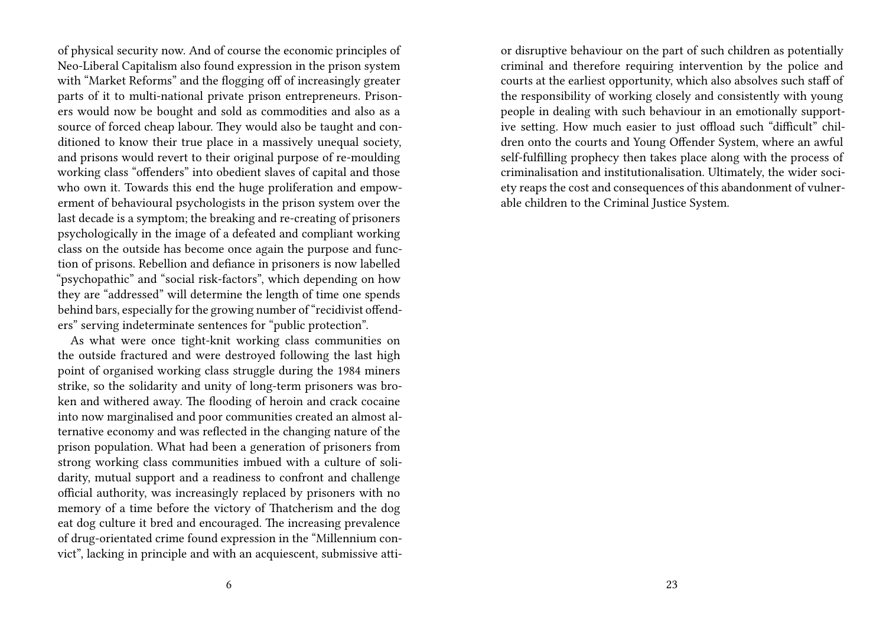of physical security now. And of course the economic principles of Neo-Liberal Capitalism also found expression in the prison system with "Market Reforms" and the flogging off of increasingly greater parts of it to multi-national private prison entrepreneurs. Prisoners would now be bought and sold as commodities and also as a source of forced cheap labour. They would also be taught and conditioned to know their true place in a massively unequal society, and prisons would revert to their original purpose of re-moulding working class "offenders" into obedient slaves of capital and those who own it. Towards this end the huge proliferation and empowerment of behavioural psychologists in the prison system over the last decade is a symptom; the breaking and re-creating of prisoners psychologically in the image of a defeated and compliant working class on the outside has become once again the purpose and function of prisons. Rebellion and defiance in prisoners is now labelled "psychopathic" and "social risk-factors", which depending on how they are "addressed" will determine the length of time one spends behind bars, especially for the growing number of "recidivist offenders" serving indeterminate sentences for "public protection".

As what were once tight-knit working class communities on the outside fractured and were destroyed following the last high point of organised working class struggle during the 1984 miners strike, so the solidarity and unity of long-term prisoners was broken and withered away. The flooding of heroin and crack cocaine into now marginalised and poor communities created an almost alternative economy and was reflected in the changing nature of the prison population. What had been a generation of prisoners from strong working class communities imbued with a culture of solidarity, mutual support and a readiness to confront and challenge official authority, was increasingly replaced by prisoners with no memory of a time before the victory of Thatcherism and the dog eat dog culture it bred and encouraged. The increasing prevalence of drug-orientated crime found expression in the "Millennium convict", lacking in principle and with an acquiescent, submissive atti-

or disruptive behaviour on the part of such children as potentially criminal and therefore requiring intervention by the police and courts at the earliest opportunity, which also absolves such staff of the responsibility of working closely and consistently with young people in dealing with such behaviour in an emotionally supportive setting. How much easier to just offload such "difficult" children onto the courts and Young Offender System, where an awful self-fulfilling prophecy then takes place along with the process of criminalisation and institutionalisation. Ultimately, the wider society reaps the cost and consequences of this abandonment of vulnerable children to the Criminal Justice System.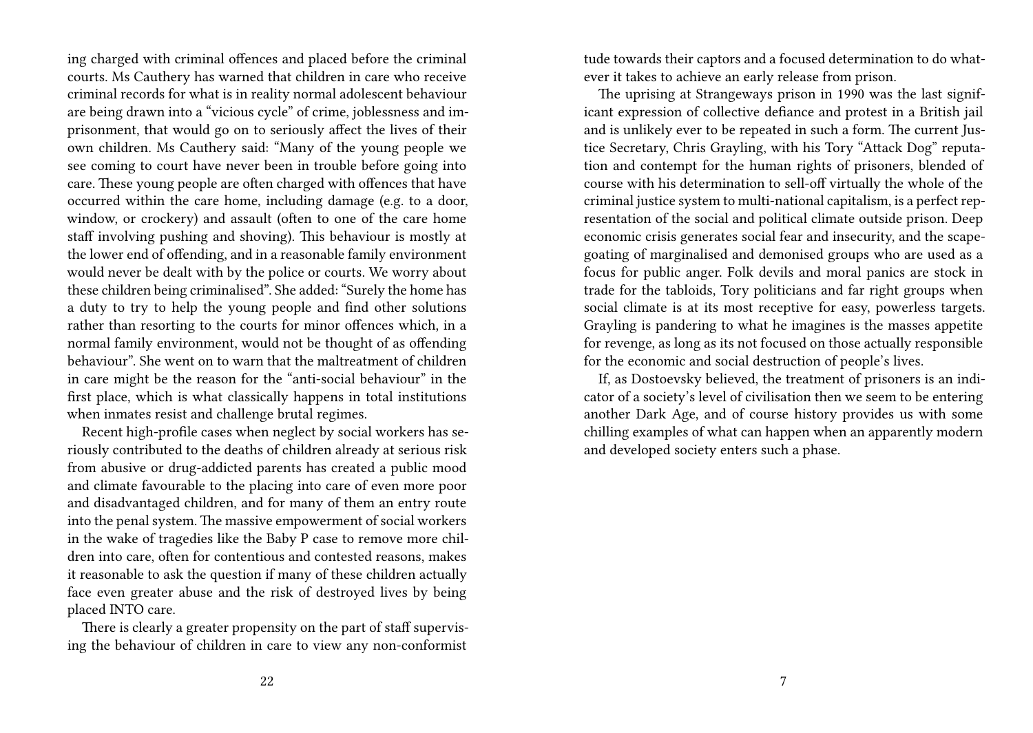ing charged with criminal offences and placed before the criminal courts. Ms Cauthery has warned that children in care who receive criminal records for what is in reality normal adolescent behaviour are being drawn into a "vicious cycle" of crime, joblessness and imprisonment, that would go on to seriously affect the lives of their own children. Ms Cauthery said: "Many of the young people we see coming to court have never been in trouble before going into care. These young people are often charged with offences that have occurred within the care home, including damage (e.g. to a door, window, or crockery) and assault (often to one of the care home staff involving pushing and shoving). This behaviour is mostly at the lower end of offending, and in a reasonable family environment would never be dealt with by the police or courts. We worry about these children being criminalised". She added: "Surely the home has a duty to try to help the young people and find other solutions rather than resorting to the courts for minor offences which, in a normal family environment, would not be thought of as offending behaviour". She went on to warn that the maltreatment of children in care might be the reason for the "anti-social behaviour" in the first place, which is what classically happens in total institutions when inmates resist and challenge brutal regimes.

Recent high-profile cases when neglect by social workers has seriously contributed to the deaths of children already at serious risk from abusive or drug-addicted parents has created a public mood and climate favourable to the placing into care of even more poor and disadvantaged children, and for many of them an entry route into the penal system. The massive empowerment of social workers in the wake of tragedies like the Baby P case to remove more children into care, often for contentious and contested reasons, makes it reasonable to ask the question if many of these children actually face even greater abuse and the risk of destroyed lives by being placed INTO care.

There is clearly a greater propensity on the part of staff supervising the behaviour of children in care to view any non-conformist

tude towards their captors and a focused determination to do whatever it takes to achieve an early release from prison.

The uprising at Strangeways prison in 1990 was the last significant expression of collective defiance and protest in a British jail and is unlikely ever to be repeated in such a form. The current Justice Secretary, Chris Grayling, with his Tory "Attack Dog" reputation and contempt for the human rights of prisoners, blended of course with his determination to sell-off virtually the whole of the criminal justice system to multi-national capitalism, is a perfect representation of the social and political climate outside prison. Deep economic crisis generates social fear and insecurity, and the scapegoating of marginalised and demonised groups who are used as a focus for public anger. Folk devils and moral panics are stock in trade for the tabloids, Tory politicians and far right groups when social climate is at its most receptive for easy, powerless targets. Grayling is pandering to what he imagines is the masses appetite for revenge, as long as its not focused on those actually responsible for the economic and social destruction of people's lives.

If, as Dostoevsky believed, the treatment of prisoners is an indicator of a society's level of civilisation then we seem to be entering another Dark Age, and of course history provides us with some chilling examples of what can happen when an apparently modern and developed society enters such a phase.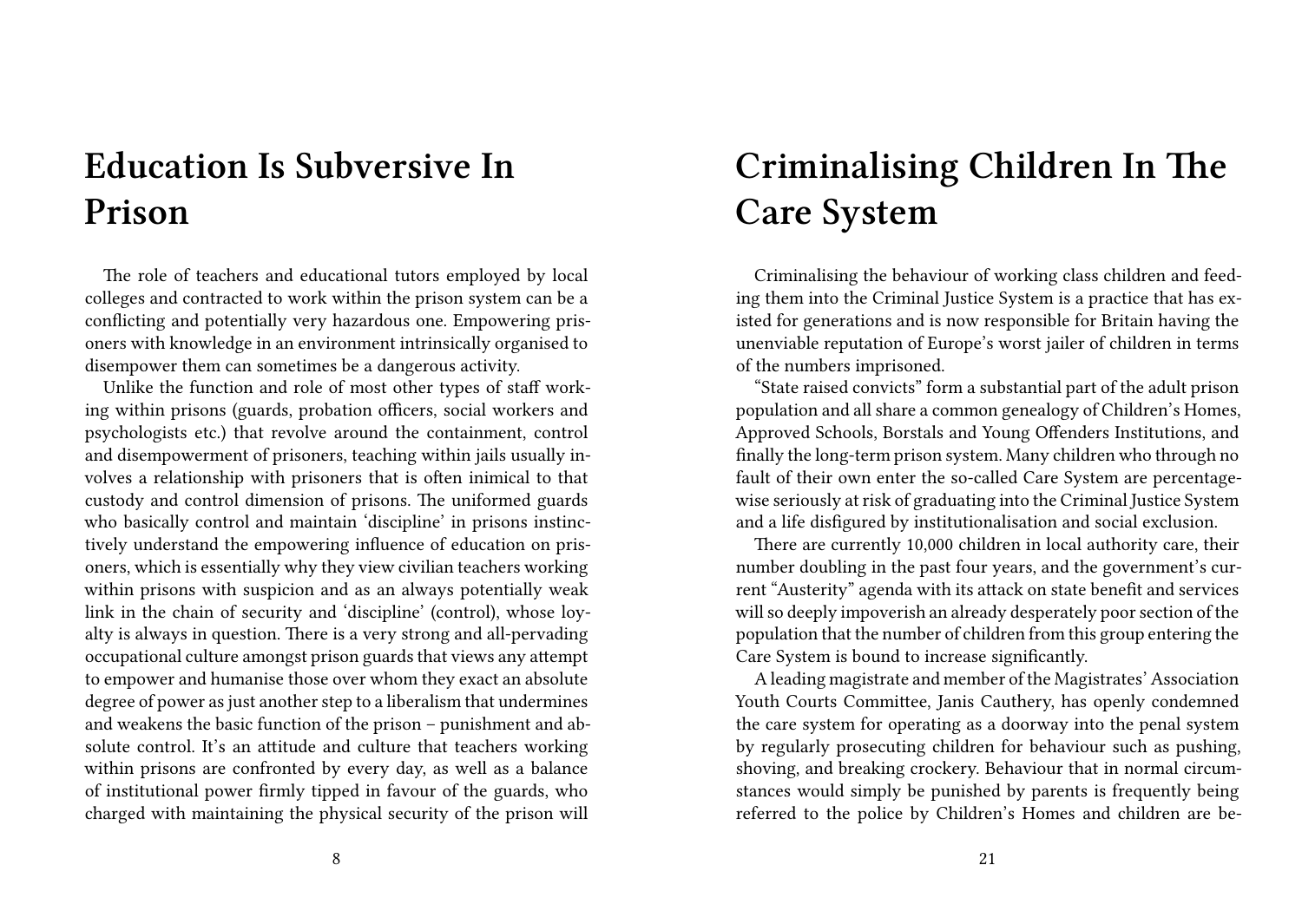# Education Is Subversive In Prison

The role of teachers and educational tutors employed by local colleges and contracted to work within the prison system can be a conflicting and potentially very hazardous one. Empowering prisoners with knowledge in an environment intrinsically organised to disempower them can sometimes be a dangerous activity.

Unlike the function and role of most other types of staff working within prisons (guards, probation officers, social workers and psychologists etc.) that revolve around the containment, control and disempowerment of prisoners, teaching within jails usually involves a relationship with prisoners that is often inimical to that custody and control dimension of prisons. The uniformed guards who basically control and maintain 'discipline' in prisons instinctively understand the empowering influence of education on prisoners, which is essentially why they view civilian teachers working within prisons with suspicion and as an always potentially weak link in the chain of security and 'discipline' (control), whose loyalty is always in question. There is a very strong and all-pervading occupational culture amongst prison guards that views any attempt to empower and humanise those over whom they exact an absolute degree of power as just another step to a liberalism that undermines and weakens the basic function of the prison – punishment and absolute control. It's an attitude and culture that teachers working within prisons are confronted by every day, as well as a balance of institutional power firmly tipped in favour of the guards, who charged with maintaining the physical security of the prison will

# Criminalising Children In The Care System

Criminalising the behaviour of working class children and feeding them into the Criminal Justice System is a practice that has existed for generations and is now responsible for Britain having the unenviable reputation of Europe's worst jailer of children in terms of the numbers imprisoned.

"State raised convicts" form a substantial part of the adult prison population and all share a common genealogy of Children's Homes, Approved Schools, Borstals and Young Offenders Institutions, and finally the long-term prison system. Many children who through no fault of their own enter the so-called Care System are percentage-wise seriously at risk of graduating into the Criminal Justice System and a life disfigured by institutionalisation and social exclusion.

There are currently 10,000 children in local authority care, their number doubling in the past four years, and the government's current "Austerity" agenda with its attack on state benefit and services will so deeply impoverish an already desperately poor section of the population that the number of children from this group entering the Care System is bound to increase significantly.

A leading magistrate and member of the Magistrates' Association Youth Courts Committee, Janis Cauthery, has openly condemned the care system for operating as a doorway into the penal system by regularly prosecuting children for behaviour such as pushing, shoving, and breaking crockery. Behaviour that in normal circumstances would simply be punished by parents is frequently being referred to the police by Children's Homes and children are be-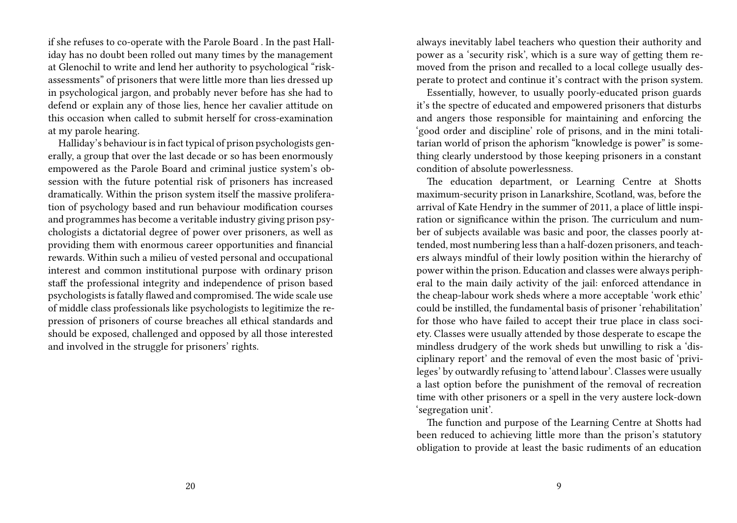if she refuses to co-operate with the Parole Board . In the past Halliday has no doubt been rolled out many times by the management at Glenochil to write and lend her authority to psychological "risk-assessments" of prisoners that were little more than lies dressed up in psychological jargon, and probably never before has she had to defend or explain any of those lies, hence her cavalier attitude on this occasion when called to submit herself for cross-examination at my parole hearing.

Halliday's behaviour is in fact typical of prison psychologists generally, a group that over the last decade or so has been enormously empowered as the Parole Board and criminal justice system's obsession with the future potential risk of prisoners has increased dramatically. Within the prison system itself the massive proliferation of psychology based and run behaviour modification courses and programmes has become a veritable industry giving prison psychologists a dictatorial degree of power over prisoners, as well as providing them with enormous career opportunities and financial rewards. Within such a milieu of vested personal and occupational interest and common institutional purpose with ordinary prison staff the professional integrity and independence of prison based psychologists is fatally flawed and compromised. The wide scale use of middle class professionals like psychologists to legitimize the repression of prisoners of course breaches all ethical standards and should be exposed, challenged and opposed by all those interested and involved in the struggle for prisoners' rights.

always inevitably label teachers who question their authority and power as a 'security risk', which is a sure way of getting them removed from the prison and recalled to a local college usually desperate to protect and continue it's contract with the prison system.

Essentially, however, to usually poorly-educated prison guards it's the spectre of educated and empowered prisoners that disturbs and angers those responsible for maintaining and enforcing the 'good order and discipline' role of prisons, and in the mini totalitarian world of prison the aphorism "knowledge is power" is something clearly understood by those keeping prisoners in a constant condition of absolute powerlessness.

The education department, or Learning Centre at Shotts maximum-security prison in Lanarkshire, Scotland, was, before the arrival of Kate Hendry in the summer of 2011, a place of little inspiration or significance within the prison. The curriculum and number of subjects available was basic and poor, the classes poorly attended, most numbering less than a half-dozen prisoners, and teachers always mindful of their lowly position within the hierarchy of power within the prison. Education and classes were always peripheral to the main daily activity of the jail: enforced attendance in the cheap-labour work sheds where a more acceptable 'work ethic' could be instilled, the fundamental basis of prisoner 'rehabilitation' for those who have failed to accept their true place in class society. Classes were usually attended by those desperate to escape the mindless drudgery of the work sheds but unwilling to risk a 'disciplinary report' and the removal of even the most basic of 'privileges' by outwardly refusing to 'attend labour'. Classes were usually a last option before the punishment of the removal of recreation time with other prisoners or a spell in the very austere lock-down 'segregation unit'.

The function and purpose of the Learning Centre at Shotts had been reduced to achieving little more than the prison's statutory obligation to provide at least the basic rudiments of an education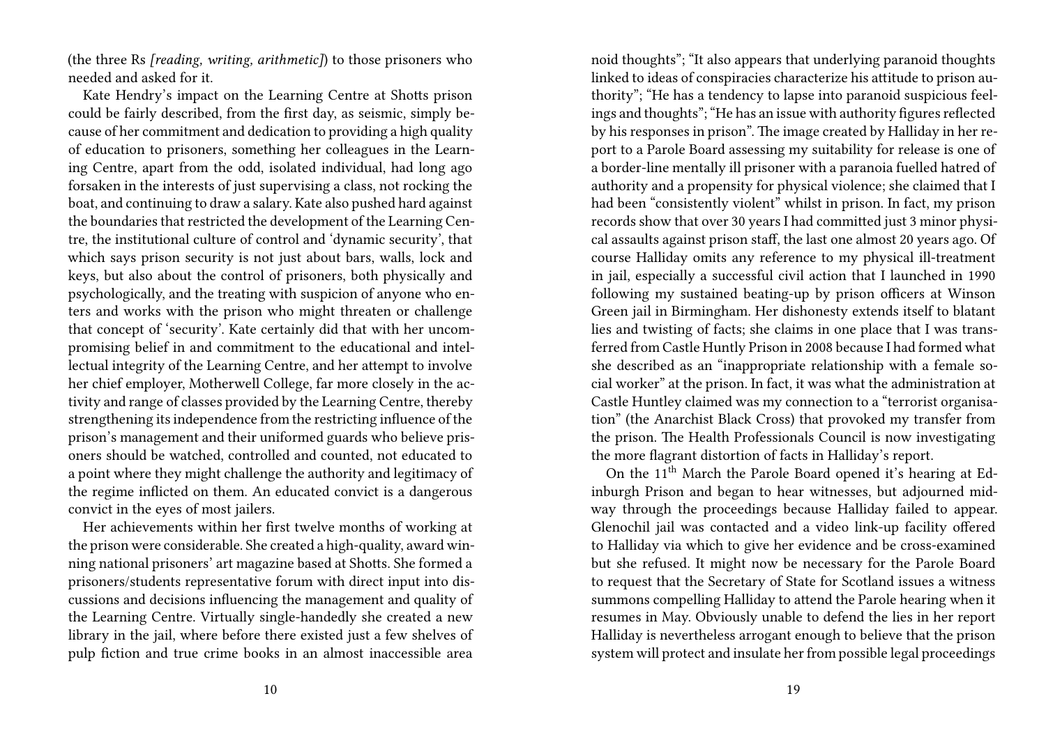(the three Rs *[reading, writing, arithmetic]*) to those prisoners who needed and asked for it.

Kate Hendry's impact on the Learning Centre at Shotts prison could be fairly described, from the first day, as seismic, simply because of her commitment and dedication to providing a high quality of education to prisoners, something her colleagues in the Learning Centre, apart from the odd, isolated individual, had long ago forsaken in the interests of just supervising a class, not rocking the boat, and continuing to draw a salary. Kate also pushed hard against the boundaries that restricted the development of the Learning Centre, the institutional culture of control and 'dynamic security', that which says prison security is not just about bars, walls, lock and keys, but also about the control of prisoners, both physically and psychologically, and the treating with suspicion of anyone who enters and works with the prison who might threaten or challenge that concept of 'security'. Kate certainly did that with her uncompromising belief in and commitment to the educational and intellectual integrity of the Learning Centre, and her attempt to involve her chief employer, Motherwell College, far more closely in the activity and range of classes provided by the Learning Centre, thereby strengthening its independence from the restricting influence of the prison's management and their uniformed guards who believe prisoners should be watched, controlled and counted, not educated to a point where they might challenge the authority and legitimacy of the regime inflicted on them. An educated convict is a dangerous convict in the eyes of most jailers.

Her achievements within her first twelve months of working at the prison were considerable. She created a high-quality, award winning national prisoners' art magazine based at Shotts. She formed a prisoners/students representative forum with direct input into discussions and decisions influencing the management and quality of the Learning Centre. Virtually single-handedly she created a new library in the jail, where before there existed just a few shelves of pulp fiction and true crime books in an almost inaccessible area

noid thoughts"; "It also appears that underlying paranoid thoughts linked to ideas of conspiracies characterize his attitude to prison authority"; "He has a tendency to lapse into paranoid suspicious feelings and thoughts"; "He has an issue with authority figures reflected by his responses in prison". The image created by Halliday in her report to a Parole Board assessing my suitability for release is one of a border-line mentally ill prisoner with a paranoia fuelled hatred of authority and a propensity for physical violence; she claimed that I had been "consistently violent" whilst in prison. In fact, my prison records show that over 30 years I had committed just 3 minor physical assaults against prison staff, the last one almost 20 years ago. Of course Halliday omits any reference to my physical ill-treatment in jail, especially a successful civil action that I launched in 1990 following my sustained beating-up by prison officers at Winson Green jail in Birmingham. Her dishonesty extends itself to blatant lies and twisting of facts; she claims in one place that I was transferred from Castle Huntly Prison in 2008 because I had formed what she described as an "inappropriate relationship with a female social worker" at the prison. In fact, it was what the administration at Castle Huntley claimed was my connection to a "terrorist organisation" (the Anarchist Black Cross) that provoked my transfer from the prison. The Health Professionals Council is now investigating the more flagrant distortion of facts in Halliday's report.

On the 11th March the Parole Board opened it's hearing at Edinburgh Prison and began to hear witnesses, but adjourned midway through the proceedings because Halliday failed to appear. Glenochil jail was contacted and a video link-up facility offered to Halliday via which to give her evidence and be cross-examined but she refused. It might now be necessary for the Parole Board to request that the Secretary of State for Scotland issues a witness summons compelling Halliday to attend the Parole hearing when it resumes in May. Obviously unable to defend the lies in her report Halliday is nevertheless arrogant enough to believe that the prison system will protect and insulate her from possible legal proceedings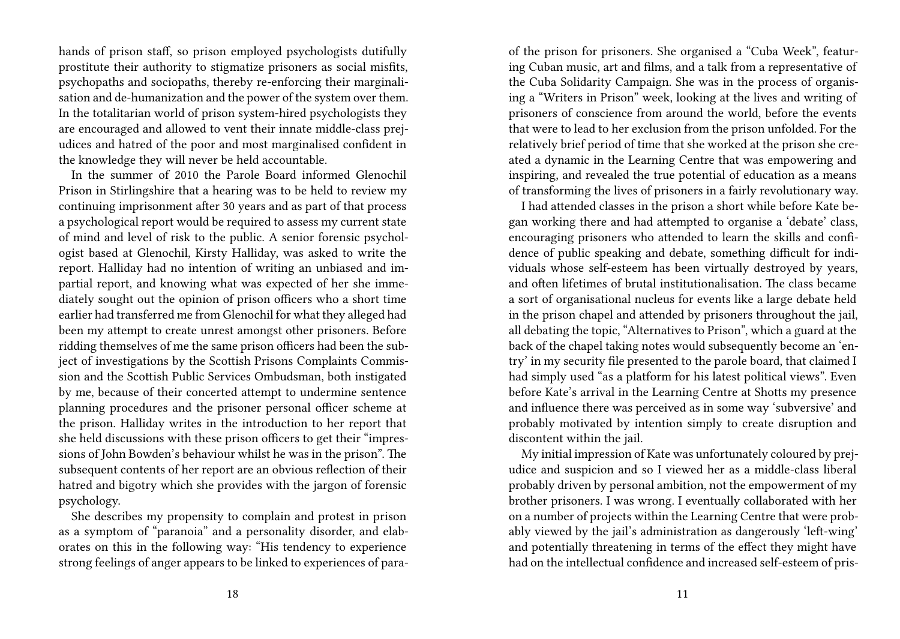hands of prison staff, so prison employed psychologists dutifully prostitute their authority to stigmatize prisoners as social misfits, psychopaths and sociopaths, thereby re-enforcing their marginalisation and de-humanization and the power of the system over them. In the totalitarian world of prison system-hired psychologists they are encouraged and allowed to vent their innate middle-class prejudices and hatred of the poor and most marginalised confident in the knowledge they will never be held accountable.

In the summer of 2010 the Parole Board informed Glenochil Prison in Stirlingshire that a hearing was to be held to review my continuing imprisonment after 30 years and as part of that process a psychological report would be required to assess my current state of mind and level of risk to the public. A senior forensic psychologist based at Glenochil, Kirsty Halliday, was asked to write the report. Halliday had no intention of writing an unbiased and impartial report, and knowing what was expected of her she immediately sought out the opinion of prison officers who a short time earlier had transferred me from Glenochil for what they alleged had been my attempt to create unrest amongst other prisoners. Before ridding themselves of me the same prison officers had been the subject of investigations by the Scottish Prisons Complaints Commission and the Scottish Public Services Ombudsman, both instigated by me, because of their concerted attempt to undermine sentence planning procedures and the prisoner personal officer scheme at the prison. Halliday writes in the introduction to her report that she held discussions with these prison officers to get their "impressions of John Bowden's behaviour whilst he was in the prison". The subsequent contents of her report are an obvious reflection of their hatred and bigotry which she provides with the jargon of forensic psychology.

She describes my propensity to complain and protest in prison as a symptom of "paranoia" and a personality disorder, and elaborates on this in the following way: "His tendency to experience strong feelings of anger appears to be linked to experiences of para-

of the prison for prisoners. She organised a "Cuba Week", featuring Cuban music, art and films, and a talk from a representative of the Cuba Solidarity Campaign. She was in the process of organising a "Writers in Prison" week, looking at the lives and writing of prisoners of conscience from around the world, before the events that were to lead to her exclusion from the prison unfolded. For the relatively brief period of time that she worked at the prison she created a dynamic in the Learning Centre that was empowering and inspiring, and revealed the true potential of education as a means of transforming the lives of prisoners in a fairly revolutionary way.

I had attended classes in the prison a short while before Kate began working there and had attempted to organise a 'debate' class, encouraging prisoners who attended to learn the skills and confidence of public speaking and debate, something difficult for individuals whose self-esteem has been virtually destroyed by years, and often lifetimes of brutal institutionalisation. The class became a sort of organisational nucleus for events like a large debate held in the prison chapel and attended by prisoners throughout the jail, all debating the topic, "Alternatives to Prison", which a guard at the back of the chapel taking notes would subsequently become an 'entry' in my security file presented to the parole board, that claimed I had simply used "as a platform for his latest political views". Even before Kate's arrival in the Learning Centre at Shotts my presence and influence there was perceived as in some way 'subversive' and probably motivated by intention simply to create disruption and discontent within the jail.

My initial impression of Kate was unfortunately coloured by prejudice and suspicion and so I viewed her as a middle-class liberal probably driven by personal ambition, not the empowerment of my brother prisoners. I was wrong. I eventually collaborated with her on a number of projects within the Learning Centre that were probably viewed by the jail's administration as dangerously 'left-wing' and potentially threatening in terms of the effect they might have had on the intellectual confidence and increased self-esteem of pris-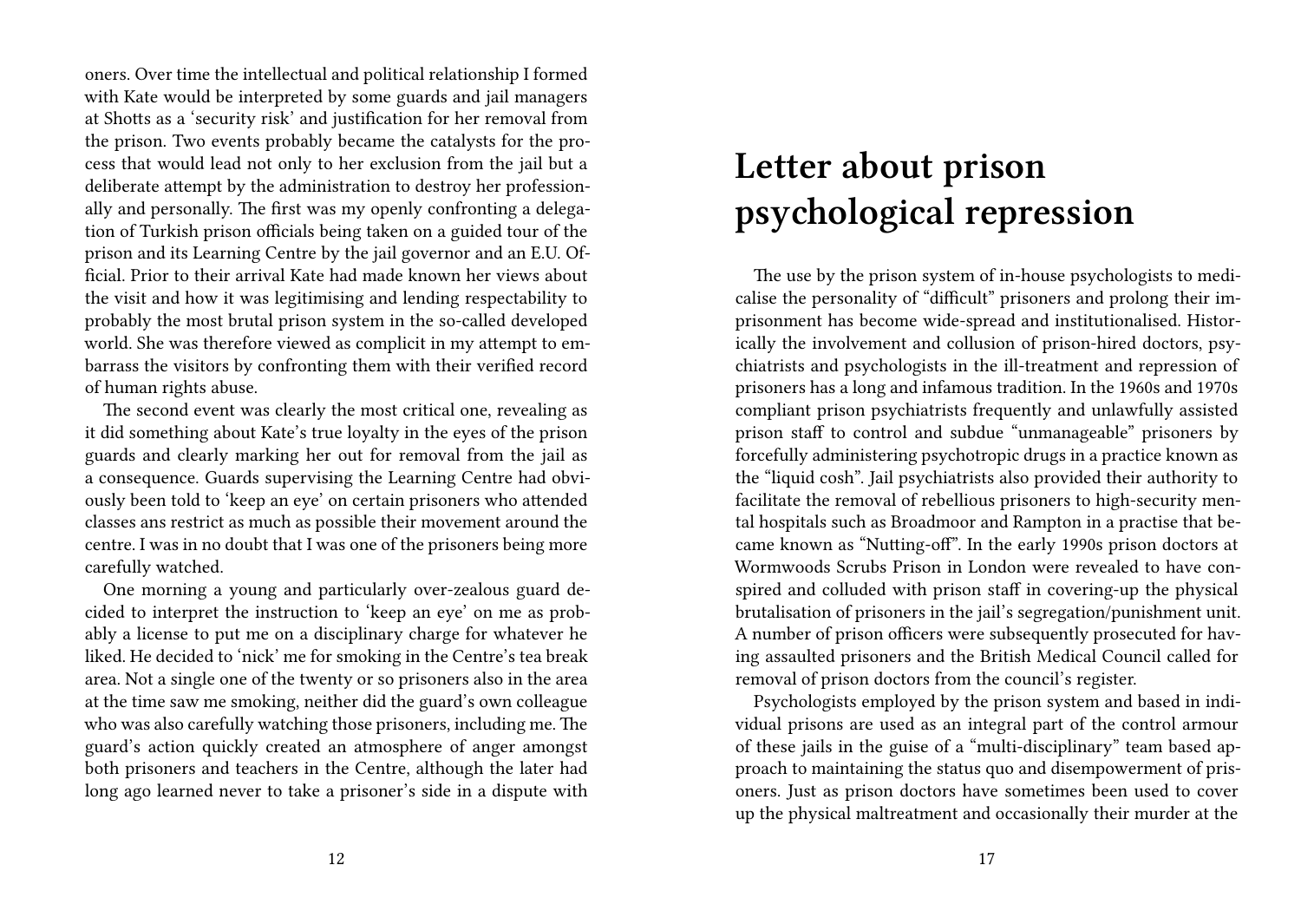oners. Over time the intellectual and political relationship I formed with Kate would be interpreted by some guards and jail managers at Shotts as a 'security risk' and justification for her removal from the prison. Two events probably became the catalysts for the process that would lead not only to her exclusion from the jail but a deliberate attempt by the administration to destroy her professionally and personally. The first was my openly confronting a delegation of Turkish prison officials being taken on a guided tour of the prison and its Learning Centre by the jail governor and an E.U. Official. Prior to their arrival Kate had made known her views about the visit and how it was legitimising and lending respectability to probably the most brutal prison system in the so-called developed world. She was therefore viewed as complicit in my attempt to embarrass the visitors by confronting them with their verified record of human rights abuse.

The second event was clearly the most critical one, revealing as it did something about Kate's true loyalty in the eyes of the prison guards and clearly marking her out for removal from the jail as a consequence. Guards supervising the Learning Centre had obviously been told to 'keep an eye' on certain prisoners who attended classes ans restrict as much as possible their movement around the centre. I was in no doubt that I was one of the prisoners being more carefully watched.

One morning a young and particularly over-zealous guard decided to interpret the instruction to 'keep an eye' on me as probably a license to put me on a disciplinary charge for whatever he liked. He decided to 'nick' me for smoking in the Centre's tea break area. Not a single one of the twenty or so prisoners also in the area at the time saw me smoking, neither did the guard's own colleague who was also carefully watching those prisoners, including me. The guard's action quickly created an atmosphere of anger amongst both prisoners and teachers in the Centre, although the later had long ago learned never to take a prisoner's side in a dispute with

# Letter about prison psychological repression

The use by the prison system of in-house psychologists to medicalise the personality of "difficult" prisoners and prolong their imprisonment has become wide-spread and institutionalised. Historically the involvement and collusion of prison-hired doctors, psychiatrists and psychologists in the ill-treatment and repression of prisoners has a long and infamous tradition. In the 1960s and 1970s compliant prison psychiatrists frequently and unlawfully assisted prison staff to control and subdue "unmanageable" prisoners by forcefully administering psychotropic drugs in a practice known as the "liquid cosh". Jail psychiatrists also provided their authority to facilitate the removal of rebellious prisoners to high-security mental hospitals such as Broadmoor and Rampton in a practise that became known as "Nutting-off". In the early 1990s prison doctors at Wormwoods Scrubs Prison in London were revealed to have conspired and colluded with prison staff in covering-up the physical brutalisation of prisoners in the jail's segregation/punishment unit. A number of prison officers were subsequently prosecuted for having assaulted prisoners and the British Medical Council called for removal of prison doctors from the council's register.

Psychologists employed by the prison system and based in individual prisons are used as an integral part of the control armour of these jails in the guise of a "multi-disciplinary" team based approach to maintaining the status quo and disempowerment of prisoners. Just as prison doctors have sometimes been used to cover up the physical maltreatment and occasionally their murder at the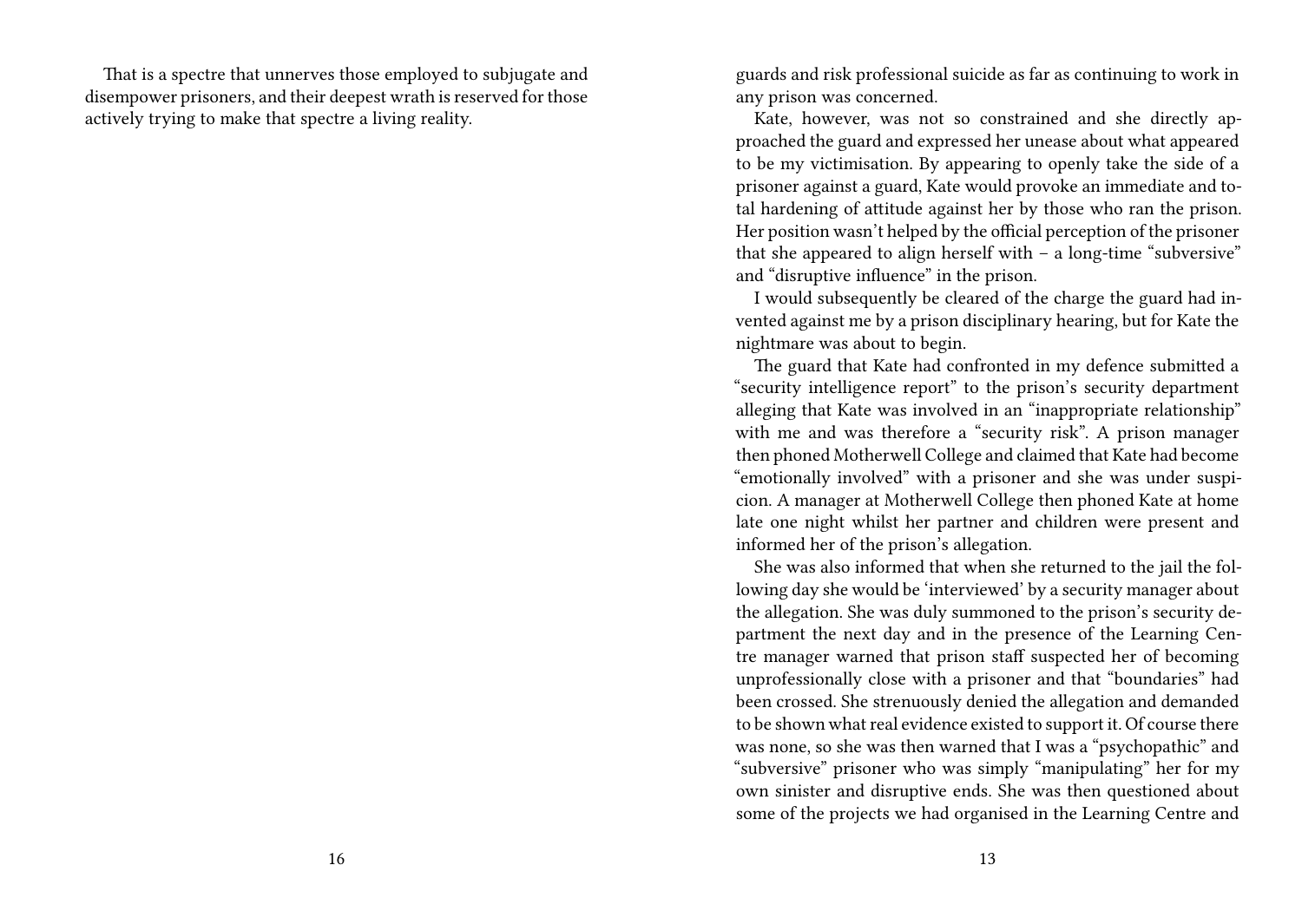That is a spectre that unnerves those employed to subjugate and disempower prisoners, and their deepest wrath is reserved for those actively trying to make that spectre a living reality.

guards and risk professional suicide as far as continuing to work in any prison was concerned.

Kate, however, was not so constrained and she directly approached the guard and expressed her unease about what appeared to be my victimisation. By appearing to openly take the side of a prisoner against a guard, Kate would provoke an immediate and total hardening of attitude against her by those who ran the prison. Her position wasn't helped by the official perception of the prisoner that she appeared to align herself with – a long-time "subversive" and "disruptive influence" in the prison.

I would subsequently be cleared of the charge the guard had invented against me by a prison disciplinary hearing, but for Kate the nightmare was about to begin.

The guard that Kate had confronted in my defence submitted a "security intelligence report" to the prison's security department alleging that Kate was involved in an "inappropriate relationship" with me and was therefore a "security risk". A prison manager then phoned Motherwell College and claimed that Kate had become "emotionally involved" with a prisoner and she was under suspicion. A manager at Motherwell College then phoned Kate at home late one night whilst her partner and children were present and informed her of the prison's allegation.

She was also informed that when she returned to the jail the following day she would be 'interviewed' by a security manager about the allegation. She was duly summoned to the prison's security department the next day and in the presence of the Learning Centre manager warned that prison staff suspected her of becoming unprofessionally close with a prisoner and that "boundaries" had been crossed. She strenuously denied the allegation and demanded to be shown what real evidence existed to support it. Of course there was none, so she was then warned that I was a "psychopathic" and "subversive" prisoner who was simply "manipulating" her for my own sinister and disruptive ends. She was then questioned about some of the projects we had organised in the Learning Centre and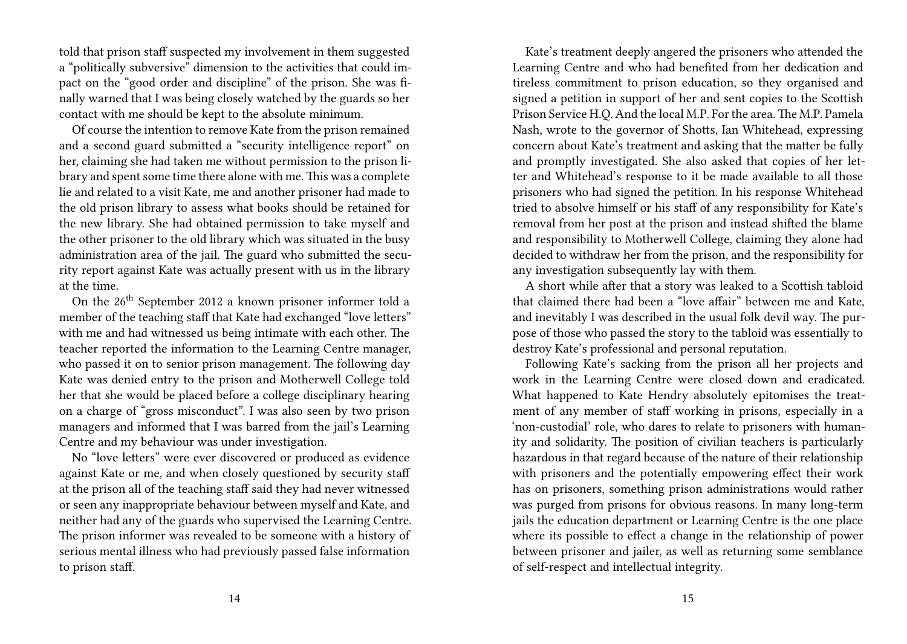told that prison staff suspected my involvement in them suggested a "politically subversive" dimension to the activities that could impact on the "good order and discipline" of the prison. She was finally warned that I was being closely watched by the guards so her contact with me should be kept to the absolute minimum.

Of course the intention to remove Kate from the prison remained and a second guard submitted a "security intelligence report" on her, claiming she had taken me without permission to the prison library and spent some time there alone with me. This was a complete lie and related to a visit Kate, me and another prisoner had made to the old prison library to assess what books should be retained for the new library. She had obtained permission to take myself and the other prisoner to the old library which was situated in the busy administration area of the jail. The guard who submitted the security report against Kate was actually present with us in the library at the time.

On the 26th September 2012 a known prisoner informer told a member of the teaching staff that Kate had exchanged "love letters" with me and had witnessed us being intimate with each other. The teacher reported the information to the Learning Centre manager, who passed it on to senior prison management. The following day Kate was denied entry to the prison and Motherwell College told her that she would be placed before a college disciplinary hearing on a charge of "gross misconduct". I was also seen by two prison managers and informed that I was barred from the jail's Learning Centre and my behaviour was under investigation.

No "love letters" were ever discovered or produced as evidence against Kate or me, and when closely questioned by security staff at the prison all of the teaching staff said they had never witnessed or seen any inappropriate behaviour between myself and Kate, and neither had any of the guards who supervised the Learning Centre. The prison informer was revealed to be someone with a history of serious mental illness who had previously passed false information to prison staff.

Kate's treatment deeply angered the prisoners who attended the Learning Centre and who had benefited from her dedication and tireless commitment to prison education, so they organised and signed a petition in support of her and sent copies to the Scottish Prison Service H.Q. And the local M.P. For the area. The M.P. Pamela Nash, wrote to the governor of Shotts, Ian Whitehead, expressing concern about Kate's treatment and asking that the matter be fully and promptly investigated. She also asked that copies of her letter and Whitehead's response to it be made available to all those prisoners who had signed the petition. In his response Whitehead tried to absolve himself or his staff of any responsibility for Kate's removal from her post at the prison and instead shifted the blame and responsibility to Motherwell College, claiming they alone had decided to withdraw her from the prison, and the responsibility for any investigation subsequently lay with them.

A short while after that a story was leaked to a Scottish tabloid that claimed there had been a "love affair" between me and Kate, and inevitably I was described in the usual folk devil way. The purpose of those who passed the story to the tabloid was essentially to destroy Kate's professional and personal reputation.

Following Kate's sacking from the prison all her projects and work in the Learning Centre were closed down and eradicated. What happened to Kate Hendry absolutely epitomises the treatment of any member of staff working in prisons, especially in a 'non-custodial' role, who dares to relate to prisoners with humanity and solidarity. The position of civilian teachers is particularly hazardous in that regard because of the nature of their relationship with prisoners and the potentially empowering effect their work has on prisoners, something prison administrations would rather was purged from prisons for obvious reasons. In many long-term jails the education department or Learning Centre is the one place where its possible to effect a change in the relationship of power between prisoner and jailer, as well as returning some semblance of self-respect and intellectual integrity.